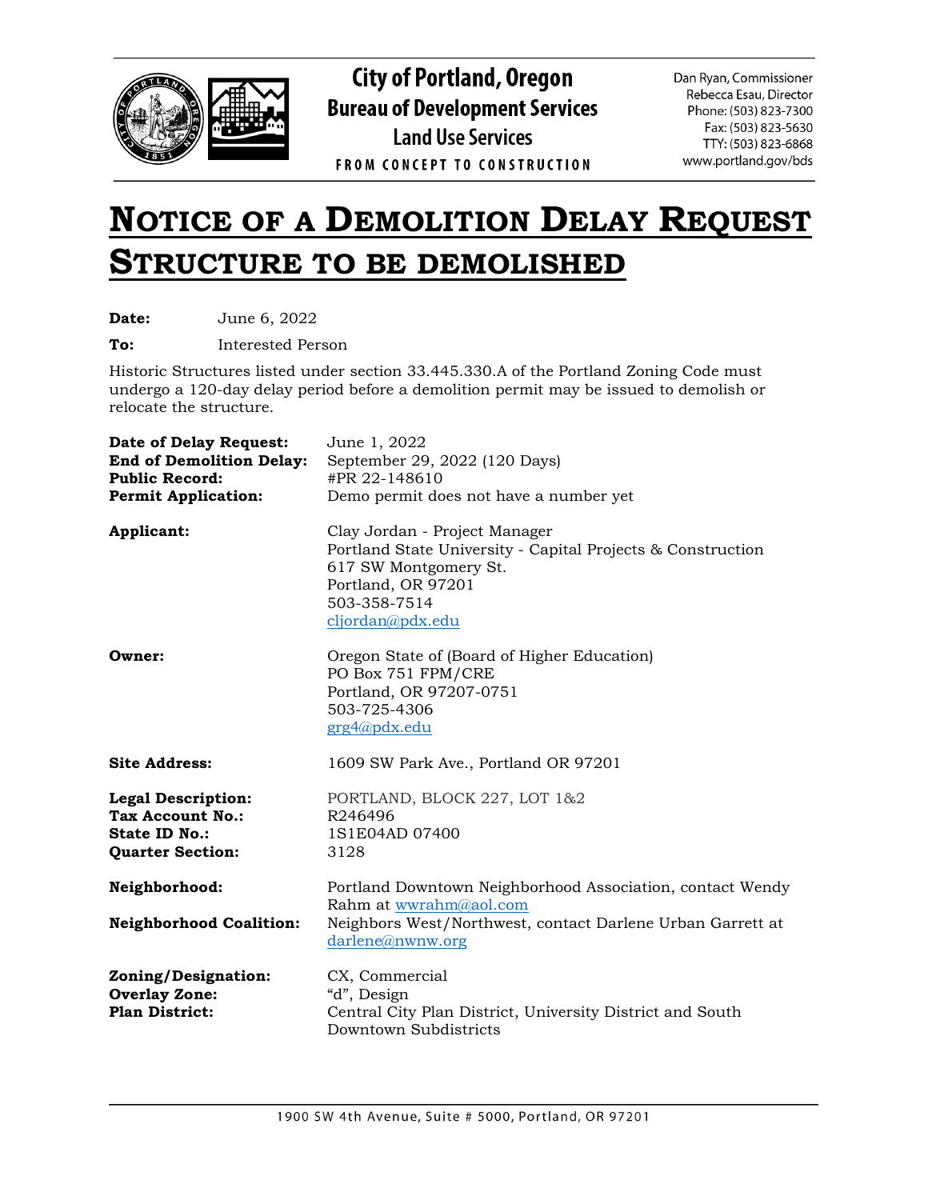**City of Portland, Oregon**
**Bureau of Development Services**
**Land Use Services**
FROM CONCEPT TO CONSTRUCTION

Dan Ryan, Commissioner
Rebecca Esau, Director
Phone: (503) 823-7300
Fax: (503) 823-5630
TTY: (503) 823-6868
www.portland.gov/bds

# NOTICE OF A DEMOLITION DELAY REQUEST STRUCTURE TO BE DEMOLISHED

**Date:** June 6, 2022

**To:** Interested Person

Historic Structures listed under section 33.445.330.A of the Portland Zoning Code must undergo a 120-day delay period before a demolition permit may be issued to demolish or relocate the structure.

**Date of Delay Request:** June 1, 2022
**End of Demolition Delay:** September 29, 2022 (120 Days)
**Public Record:** #PR 22-148610
**Permit Application:** Demo permit does not have a number yet

**Applicant:** Clay Jordan - Project Manager
Portland State University - Capital Projects & Construction
617 SW Montgomery St.
Portland, OR 97201
503-358-7514
cljordan@pdx.edu

**Owner:** Oregon State of (Board of Higher Education)
PO Box 751 FPM/CRE
Portland, OR 97207-0751
503-725-4306
grg4@pdx.edu

**Site Address:** 1609 SW Park Ave., Portland OR 97201

**Legal Description:** PORTLAND, BLOCK 227, LOT 1&2
**Tax Account No.:** R246496
**State ID No.:** 1S1E04AD 07400
**Quarter Section:** 3128

**Neighborhood:** Portland Downtown Neighborhood Association, contact Wendy Rahm at wwrahm@aol.com
**Neighborhood Coalition:** Neighbors West/Northwest, contact Darlene Urban Garrett at darlene@nwnw.org

**Zoning/Designation:** CX, Commercial
**Overlay Zone:** "d", Design
**Plan District:** Central City Plan District, University District and South Downtown Subdistricts

1900 SW 4th Avenue, Suite # 5000, Portland, OR 97201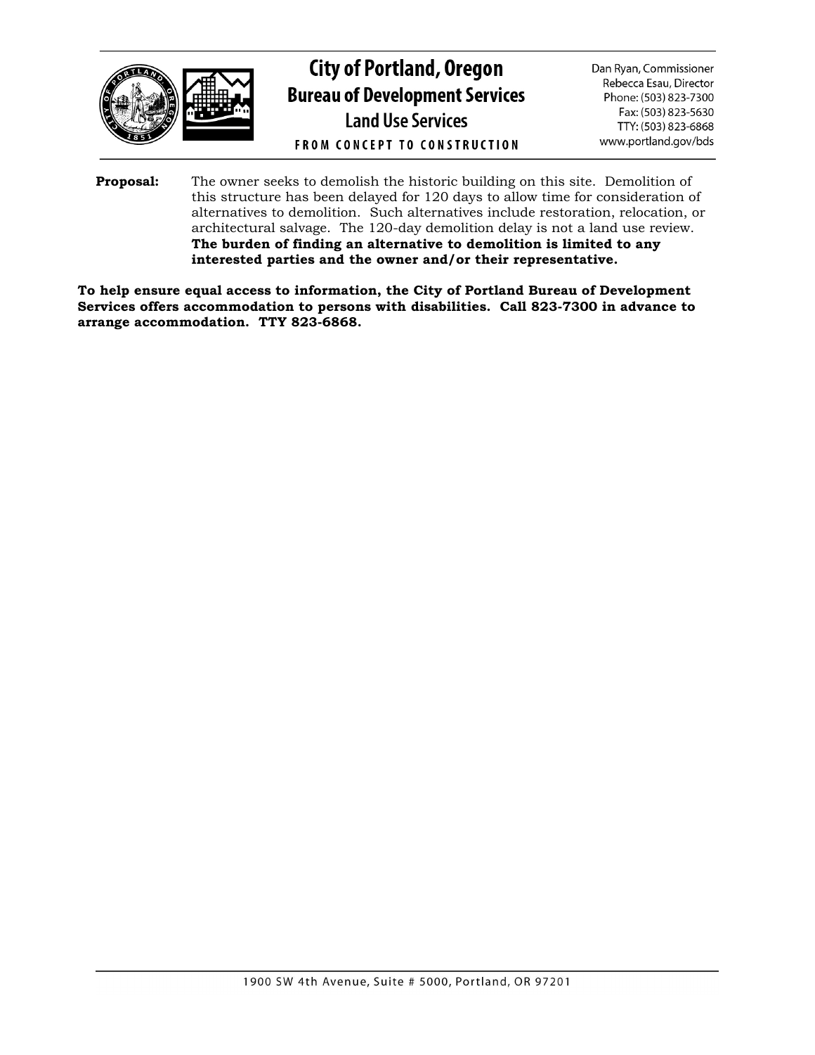# City of Portland, Oregon
## Bureau of Development Services
### Land Use Services

FROM CONCEPT TO CONSTRUCTION

Dan Ryan, Commissioner
Rebecca Esau, Director
Phone: (503) 823-7300
Fax: (503) 823-5630
TTY: (503) 823-6868
www.portland.gov/bds

**Proposal:** The owner seeks to demolish the historic building on this site. Demolition of this structure has been delayed for 120 days to allow time for consideration of alternatives to demolition. Such alternatives include restoration, relocation, or architectural salvage. The 120-day demolition delay is not a land use review. **The burden of finding an alternative to demolition is limited to any interested parties and the owner and/or their representative.**

**To help ensure equal access to information, the City of Portland Bureau of Development Services offers accommodation to persons with disabilities. Call 823-7300 in advance to arrange accommodation. TTY 823-6868.**

1900 SW 4th Avenue, Suite # 5000, Portland, OR 97201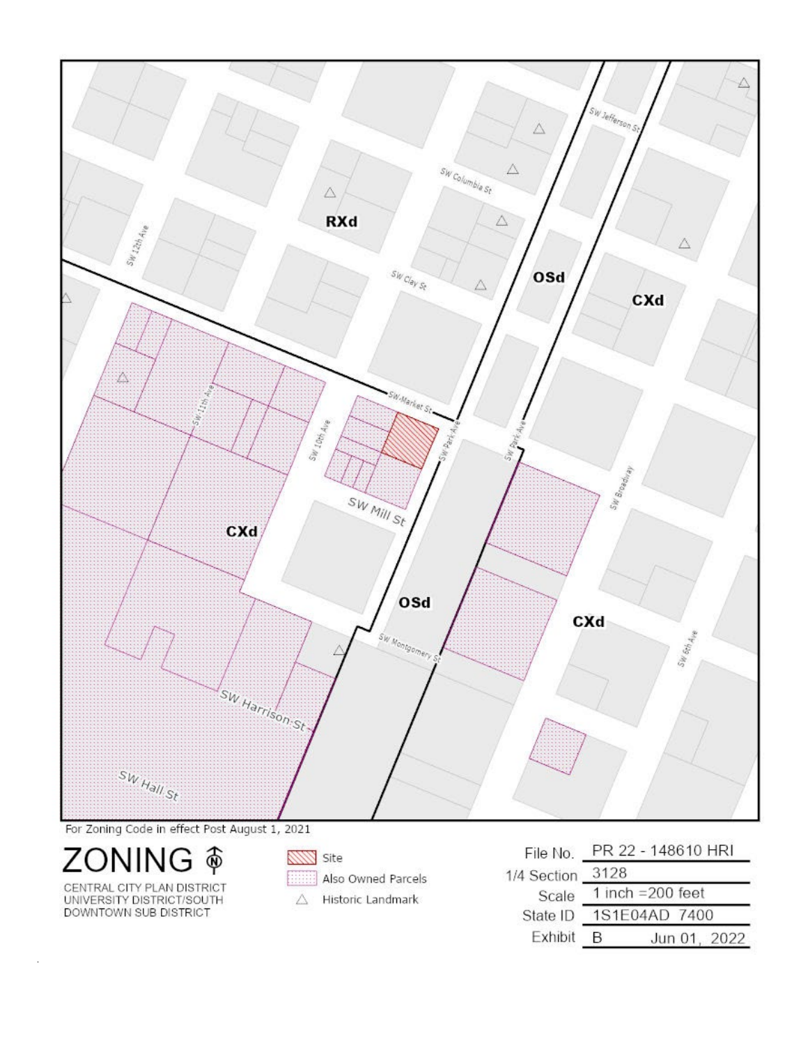RXd

OSd

CXd

CXd

OSd

CXd

SW Jefferson St

SW Columbia St

SW Clay St

SW 12th Ave

SW Market St

SW 11th Ave

SW 10th Ave

SW Park Ave

SW Park Ave

SW Mill St

SW Broadway

SW Montgomery St

SW 6th Ave

SW Harrison St

SW Hall St

For Zoning Code in effect Post August 1, 2021

# ZONING

CENTRAL CITY PLAN DISTRICT
UNIVERSITY DISTRICT/SOUTH
DOWNTOWN SUB DISTRICT

Site

Also Owned Parcels

△ Historic Landmark

| | |
|---|---|
| File No. | PR 22 - 148610 HRI |
| 1/4 Section | 3128 |
| Scale | 1 inch =200 feet |
| State ID | 1S1E04AD 7400 |
| Exhibit | B Jun 01, 2022 |